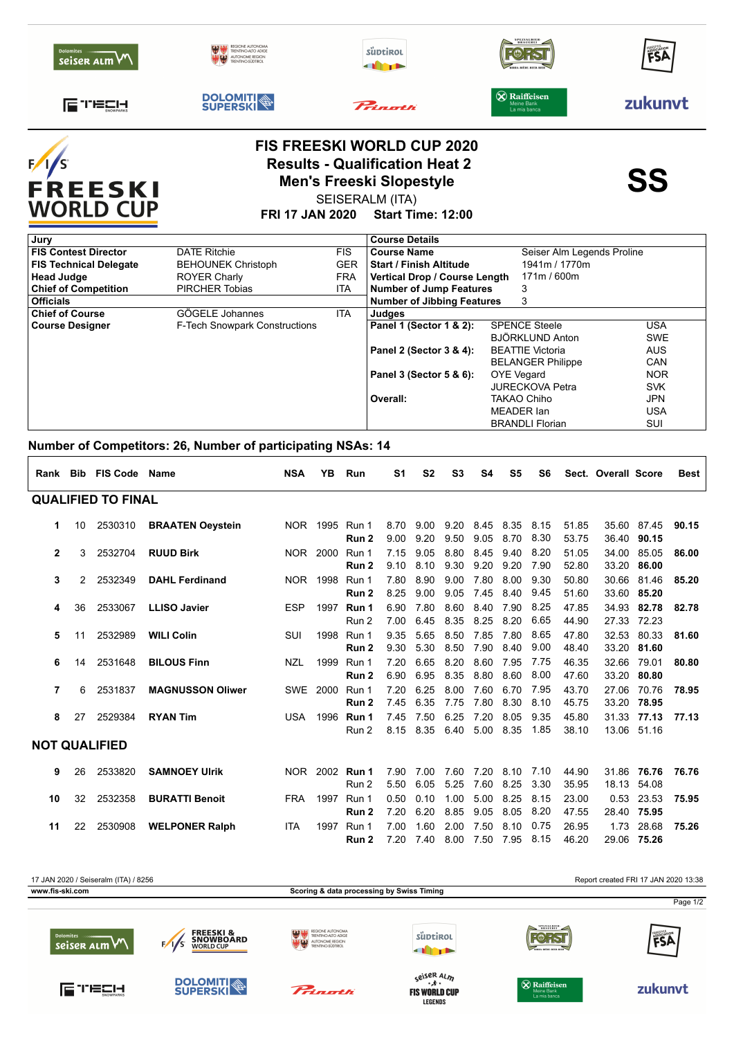# FIS FREESKI WORLD CUP 2020

## Results - Qualification Heat 2

## Men's Freeski Slopestyle

SEISERALM (ITA)

**FRI 17 JAN 2020 Start Time: 12:00**

**SS**

| Jury | | |
|---|---|---|
| **FIS Contest Director** | DATE Ritchie | FIS |
| **FIS Technical Delegate** | BEHOUNEK Christoph | GER |
| **Head Judge** | ROYER Charly | FRA |
| **Chief of Competition** | PIRCHER Tobias | ITA |
| **Officials** | | |
| **Chief of Course** | GÖGELE Johannes | ITA |
| **Course Designer** | F-Tech Snowpark Constructions | |

| Course Details | |
|---|---|
| **Course Name** | Seiser Alm Legends Proline |
| **Start / Finish Altitude** | 1941m / 1770m |
| **Vertical Drop / Course Length** | 171m / 600m |
| **Number of Jump Features** | 3 |
| **Number of Jibbing Features** | 3 |

| Judges | | |
|---|---|---|
| **Panel 1 (Sector 1 & 2):** | SPENCE Steele | USA |
| | BJÖRKLUND Anton | SWE |
| **Panel 2 (Sector 3 & 4):** | BEATTIE Victoria | AUS |
| | BELANGER Philippe | CAN |
| **Panel 3 (Sector 5 & 6):** | OYE Vegard | NOR |
| | JURECKOVA Petra | SVK |
| **Overall:** | TAKAO Chiho | JPN |
| | MEADER Ian | USA |
| | BRANDLI Florian | SUI |

**Number of Competitors: 26, Number of participating NSAs: 14**

| Rank | Bib | FIS Code | Name | NSA | YB | Run | S1 | S2 | S3 | S4 | S5 | S6 | Sect. | Overall | Score | Best |
|---|---|---|---|---|---|---|---|---|---|---|---|---|---|---|---|---|
| **QUALIFIED TO FINAL** | | | | | | | | | | | | | | | | |
| 1 | 10 | 2530310 | **BRAATEN Oeystein** | NOR | 1995 | Run 1 | 8.70 | 9.00 | 9.20 | 8.45 | 8.35 | 8.15 | 51.85 | 35.60 | 87.45 | **90.15** |
| | | | | | | **Run 2** | 9.00 | 9.20 | 9.50 | 9.05 | 8.70 | 8.30 | 53.75 | 36.40 | **90.15** | |
| 2 | 3 | 2532704 | **RUUD Birk** | NOR | 2000 | Run 1 | 7.15 | 9.05 | 8.80 | 8.45 | 9.40 | 8.20 | 51.05 | 34.00 | 85.05 | **86.00** |
| | | | | | | **Run 2** | 9.10 | 8.10 | 9.30 | 9.20 | 9.20 | 7.90 | 52.80 | 33.20 | **86.00** | |
| 3 | 2 | 2532349 | **DAHL Ferdinand** | NOR | 1998 | Run 1 | 7.80 | 8.90 | 9.00 | 7.80 | 8.00 | 9.30 | 50.80 | 30.66 | 81.46 | **85.20** |
| | | | | | | **Run 2** | 8.25 | 9.00 | 9.05 | 7.45 | 8.40 | 9.45 | 51.60 | 33.60 | **85.20** | |
| 4 | 36 | 2533067 | **LLISO Javier** | ESP | 1997 | **Run 1** | 6.90 | 7.80 | 8.60 | 8.40 | 7.90 | 8.25 | 47.85 | 34.93 | **82.78** | **82.78** |
| | | | | | | Run 2 | 7.00 | 6.45 | 8.35 | 8.25 | 8.20 | 6.65 | 44.90 | 27.33 | 72.23 | |
| 5 | 11 | 2532989 | **WILI Colin** | SUI | 1998 | Run 1 | 9.35 | 5.65 | 8.50 | 7.85 | 7.80 | 8.65 | 47.80 | 32.53 | 80.33 | **81.60** |
| | | | | | | **Run 2** | 9.30 | 5.30 | 8.50 | 7.90 | 8.40 | 9.00 | 48.40 | 33.20 | **81.60** | |
| 6 | 14 | 2531648 | **BILOUS Finn** | NZL | 1999 | Run 1 | 7.20 | 6.65 | 8.20 | 8.60 | 7.95 | 7.75 | 46.35 | 32.66 | 79.01 | **80.80** |
| | | | | | | **Run 2** | 6.90 | 6.95 | 8.35 | 8.80 | 8.60 | 8.00 | 47.60 | 33.20 | **80.80** | |
| 7 | 6 | 2531837 | **MAGNUSSON Oliwer** | SWE | 2000 | Run 1 | 7.20 | 6.25 | 8.00 | 7.60 | 6.70 | 7.95 | 43.70 | 27.06 | 70.76 | **78.95** |
| | | | | | | **Run 2** | 7.45 | 6.35 | 7.75 | 7.80 | 8.30 | 8.10 | 45.75 | 33.20 | **78.95** | |
| 8 | 27 | 2529384 | **RYAN Tim** | USA | 1996 | **Run 1** | 7.45 | 7.50 | 6.25 | 7.20 | 8.05 | 9.35 | 45.80 | 31.33 | **77.13** | **77.13** |
| | | | | | | Run 2 | 8.15 | 8.35 | 6.40 | 5.00 | 8.35 | 1.85 | 38.10 | 13.06 | 51.16 | |
| **NOT QUALIFIED** | | | | | | | | | | | | | | | | |
| 9 | 26 | 2533820 | **SAMNOEY Ulrik** | NOR | 2002 | **Run 1** | 7.90 | 7.00 | 7.60 | 7.20 | 8.10 | 7.10 | 44.90 | 31.86 | **76.76** | **76.76** |
| | | | | | | Run 2 | 5.50 | 6.05 | 5.25 | 7.60 | 8.25 | 3.30 | 35.95 | 18.13 | 54.08 | |
| 10 | 32 | 2532358 | **BURATTI Benoit** | FRA | 1997 | Run 1 | 0.50 | 0.10 | 1.00 | 5.00 | 8.25 | 8.15 | 23.00 | 0.53 | 23.53 | **75.95** |
| | | | | | | **Run 2** | 7.20 | 6.20 | 8.85 | 9.05 | 8.05 | 8.20 | 47.55 | 28.40 | **75.95** | |
| 11 | 22 | 2530908 | **WELPONER Ralph** | ITA | 1997 | Run 1 | 7.00 | 1.60 | 2.00 | 7.50 | 8.10 | 0.75 | 26.95 | 1.73 | 28.68 | **75.26** |
| | | | | | | **Run 2** | 7.20 | 7.40 | 8.00 | 7.50 | 7.95 | 8.15 | 46.20 | 29.06 | **75.26** | |

17 JAN 2020 / Seiseralm (ITA) / 8256 — Report created FRI 17 JAN 2020 13:38

www.fis-ski.com — Scoring & data processing by Swiss Timing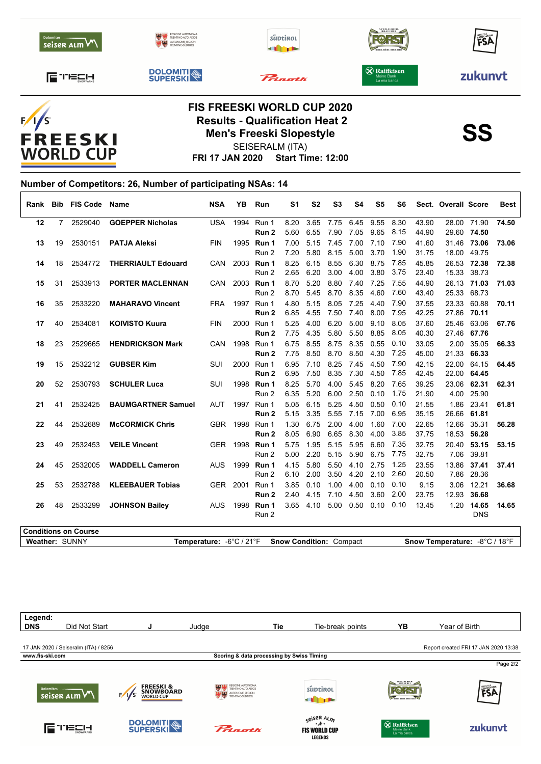# FIS FREESKI WORLD CUP 2020

## Results - Qualification Heat 2

## Men's Freeski Slopestyle

SEISERALM (ITA)

**FRI 17 JAN 2020 Start Time: 12:00**

**SS**

### Number of Competitors: 26, Number of participating NSAs: 14

| Rank | Bib | FIS Code | Name | NSA | YB | Run | S1 | S2 | S3 | S4 | S5 | S6 | Sect. | Overall | Score | Best |
|---|---|---|---|---|---|---|---|---|---|---|---|---|---|---|---|---|
| 12 | 7 | 2529040 | **GOEPPER Nicholas** | USA | 1994 | Run 1 | 8.20 | 3.65 | 7.75 | 6.45 | 9.55 | 8.30 | 43.90 | 28.00 | 71.90 | **74.50** |
| | | | | | | **Run 2** | 5.60 | 6.55 | 7.90 | 7.05 | 9.65 | 8.15 | 44.90 | 29.60 | **74.50** | |
| 13 | 19 | 2530151 | **PATJA Aleksi** | FIN | 1995 | **Run 1** | 7.00 | 5.15 | 7.45 | 7.00 | 7.10 | 7.90 | 41.60 | 31.46 | **73.06** | 73.06 |
| | | | | | | Run 2 | 7.20 | 5.80 | 8.15 | 5.00 | 3.70 | 1.90 | 31.75 | 18.00 | 49.75 | |
| 14 | 18 | 2534772 | **THERRIAULT Edouard** | CAN | 2003 | **Run 1** | 8.25 | 6.15 | 8.55 | 6.30 | 8.75 | 7.85 | 45.85 | 26.53 | **72.38** | 72.38 |
| | | | | | | Run 2 | 2.65 | 6.20 | 3.00 | 4.00 | 3.80 | 3.75 | 23.40 | 15.33 | 38.73 | |
| 15 | 31 | 2533913 | **PORTER MACLENNAN** | CAN | 2003 | **Run 1** | 8.70 | 5.20 | 8.80 | 7.40 | 7.25 | 7.55 | 44.90 | 26.13 | **71.03** | 71.03 |
| | | | | | | Run 2 | 8.70 | 5.45 | 8.70 | 8.35 | 4.60 | 7.60 | 43.40 | 25.33 | 68.73 | |
| 16 | 35 | 2533220 | **MAHARAVO Vincent** | FRA | 1997 | Run 1 | 4.80 | 5.15 | 8.05 | 7.25 | 4.40 | 7.90 | 37.55 | 23.33 | 60.88 | 70.11 |
| | | | | | | **Run 2** | 6.85 | 4.55 | 7.50 | 7.40 | 8.00 | 7.95 | 42.25 | 27.86 | **70.11** | |
| 17 | 40 | 2534081 | **KOIVISTO Kuura** | FIN | 2000 | Run 1 | 5.25 | 4.00 | 6.20 | 5.00 | 9.10 | 8.05 | 37.60 | 25.46 | 63.06 | 67.76 |
| | | | | | | **Run 2** | 7.75 | 4.35 | 5.80 | 5.50 | 8.85 | 8.05 | 40.30 | 27.46 | **67.76** | |
| 18 | 23 | 2529665 | **HENDRICKSON Mark** | CAN | 1998 | Run 1 | 6.75 | 8.55 | 8.75 | 8.35 | 0.55 | 0.10 | 33.05 | 2.00 | 35.05 | 66.33 |
| | | | | | | **Run 2** | 7.75 | 8.50 | 8.70 | 8.50 | 4.30 | 7.25 | 45.00 | 21.33 | **66.33** | |
| 19 | 15 | 2532212 | **GUBSER Kim** | SUI | 2000 | Run 1 | 6.95 | 7.10 | 8.25 | 7.45 | 4.50 | 7.90 | 42.15 | 22.00 | 64.15 | 64.45 |
| | | | | | | **Run 2** | 6.95 | 7.50 | 8.35 | 7.30 | 4.50 | 7.85 | 42.45 | 22.00 | **64.45** | |
| 20 | 52 | 2530793 | **SCHULER Luca** | SUI | 1998 | **Run 1** | 8.25 | 5.70 | 4.00 | 5.45 | 8.20 | 7.65 | 39.25 | 23.06 | **62.31** | 62.31 |
| | | | | | | Run 2 | 6.35 | 5.20 | 6.00 | 2.50 | 0.10 | 1.75 | 21.90 | 4.00 | 25.90 | |
| 21 | 41 | 2532425 | **BAUMGARTNER Samuel** | AUT | 1997 | Run 1 | 5.05 | 6.15 | 5.25 | 4.50 | 0.50 | 0.10 | 21.55 | 1.86 | 23.41 | 61.81 |
| | | | | | | **Run 2** | 5.15 | 3.35 | 5.55 | 7.15 | 7.00 | 6.95 | 35.15 | 26.66 | **61.81** | |
| 22 | 44 | 2532689 | **McCORMICK Chris** | GBR | 1998 | Run 1 | 1.30 | 6.75 | 2.00 | 4.00 | 1.60 | 7.00 | 22.65 | 12.66 | 35.31 | 56.28 |
| | | | | | | **Run 2** | 8.05 | 6.90 | 6.65 | 8.30 | 4.00 | 3.85 | 37.75 | 18.53 | **56.28** | |
| 23 | 49 | 2532453 | **VEILE Vincent** | GER | 1998 | **Run 1** | 5.75 | 1.95 | 5.15 | 5.95 | 6.60 | 7.35 | 32.75 | 20.40 | **53.15** | 53.15 |
| | | | | | | Run 2 | 5.00 | 2.20 | 5.15 | 5.90 | 6.75 | 7.75 | 32.75 | 7.06 | 39.81 | |
| 24 | 45 | 2532005 | **WADDELL Cameron** | AUS | 1999 | **Run 1** | 4.15 | 5.80 | 5.50 | 4.10 | 2.75 | 1.25 | 23.55 | 13.86 | **37.41** | 37.41 |
| | | | | | | Run 2 | 6.10 | 2.00 | 3.50 | 4.20 | 2.10 | 2.60 | 20.50 | 7.86 | 28.36 | |
| 25 | 53 | 2532788 | **KLEEBAUER Tobias** | GER | 2001 | Run 1 | 3.85 | 0.10 | 1.00 | 4.00 | 0.10 | 0.10 | 9.15 | 3.06 | 12.21 | 36.68 |
| | | | | | | **Run 2** | 2.40 | 4.15 | 7.10 | 4.50 | 3.60 | 2.00 | 23.75 | 12.93 | **36.68** | |
| 26 | 48 | 2533299 | **JOHNSON Bailey** | AUS | 1998 | **Run 1** | 3.65 | 4.10 | 5.00 | 0.50 | 0.10 | 0.10 | 13.45 | 1.20 | **14.65** | 14.65 |
| | | | | | | Run 2 | | | | | | | | | DNS | |

**Conditions on Course**

**Weather:** SUNNY **Temperature:** -6°C / 21°F **Snow Condition:** Compact **Snow Temperature:** -8°C / 18°F

**Legend:**

| | | | |
|---|---|---|---|
| **DNS** | Did Not Start | **J** | Judge |
| **Tie** | Tie-break points | **YB** | Year of Birth |

17 JAN 2020 / Seiseralm (ITA) / 8256 — Report created FRI 17 JAN 2020 13:38

www.fis-ski.com — Scoring & data processing by Swiss Timing